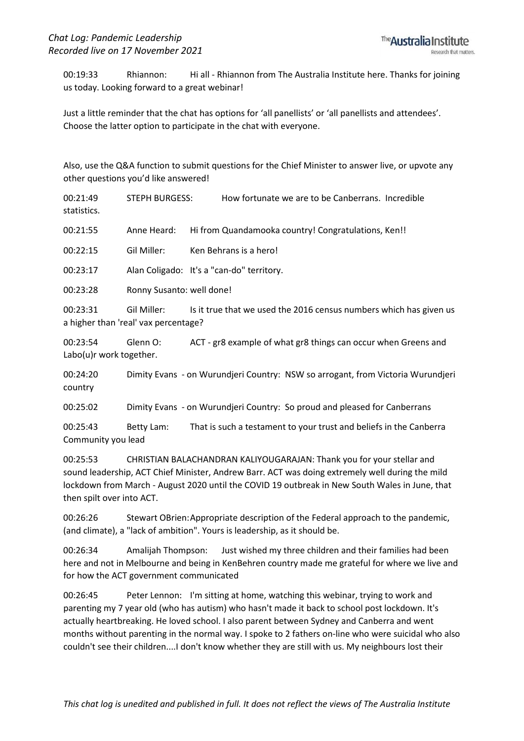*Chat Log: Pandemic Leadership*
*Recorded live on 17 November 2021*

00:19:33 Rhiannon: Hi all - Rhiannon from The Australia Institute here. Thanks for joining us today. Looking forward to a great webinar!

Just a little reminder that the chat has options for 'all panellists' or 'all panellists and attendees'. Choose the latter option to participate in the chat with everyone.

Also, use the Q&A function to submit questions for the Chief Minister to answer live, or upvote any other questions you'd like answered!

00:21:49 STEPH BURGESS: How fortunate we are to be Canberrans. Incredible statistics.

00:21:55 Anne Heard: Hi from Quandamooka country! Congratulations, Ken!!

00:22:15 Gil Miller: Ken Behrans is a hero!

00:23:17 Alan Coligado: It's a "can-do" territory.

00:23:28 Ronny Susanto: well done!

00:23:31 Gil Miller: Is it true that we used the 2016 census numbers which has given us a higher than 'real' vax percentage?

00:23:54 Glenn O: ACT - gr8 example of what gr8 things can occur when Greens and Labo(u)r work together.

00:24:20 Dimity Evans - on Wurundjeri Country: NSW so arrogant, from Victoria Wurundjeri country

00:25:02 Dimity Evans - on Wurundjeri Country: So proud and pleased for Canberrans

00:25:43 Betty Lam: That is such a testament to your trust and beliefs in the Canberra Community you lead

00:25:53 CHRISTIAN BALACHANDRAN KALIYOUGARAJAN: Thank you for your stellar and sound leadership, ACT Chief Minister, Andrew Barr. ACT was doing extremely well during the mild lockdown from March - August 2020 until the COVID 19 outbreak in New South Wales in June, that then spilt over into ACT.

00:26:26 Stewart OBrien: Appropriate description of the Federal approach to the pandemic, (and climate), a "lack of ambition". Yours is leadership, as it should be.

00:26:34 Amalijah Thompson: Just wished my three children and their families had been here and not in Melbourne and being in KenBehren country made me grateful for where we live and for how the ACT government communicated

00:26:45 Peter Lennon: I'm sitting at home, watching this webinar, trying to work and parenting my 7 year old (who has autism) who hasn't made it back to school post lockdown. It's actually heartbreaking. He loved school. I also parent between Sydney and Canberra and went months without parenting in the normal way. I spoke to 2 fathers on-line who were suicidal who also couldn't see their children....I don't know whether they are still with us. My neighbours lost their

*This chat log is unedited and published in full. It does not reflect the views of The Australia Institute*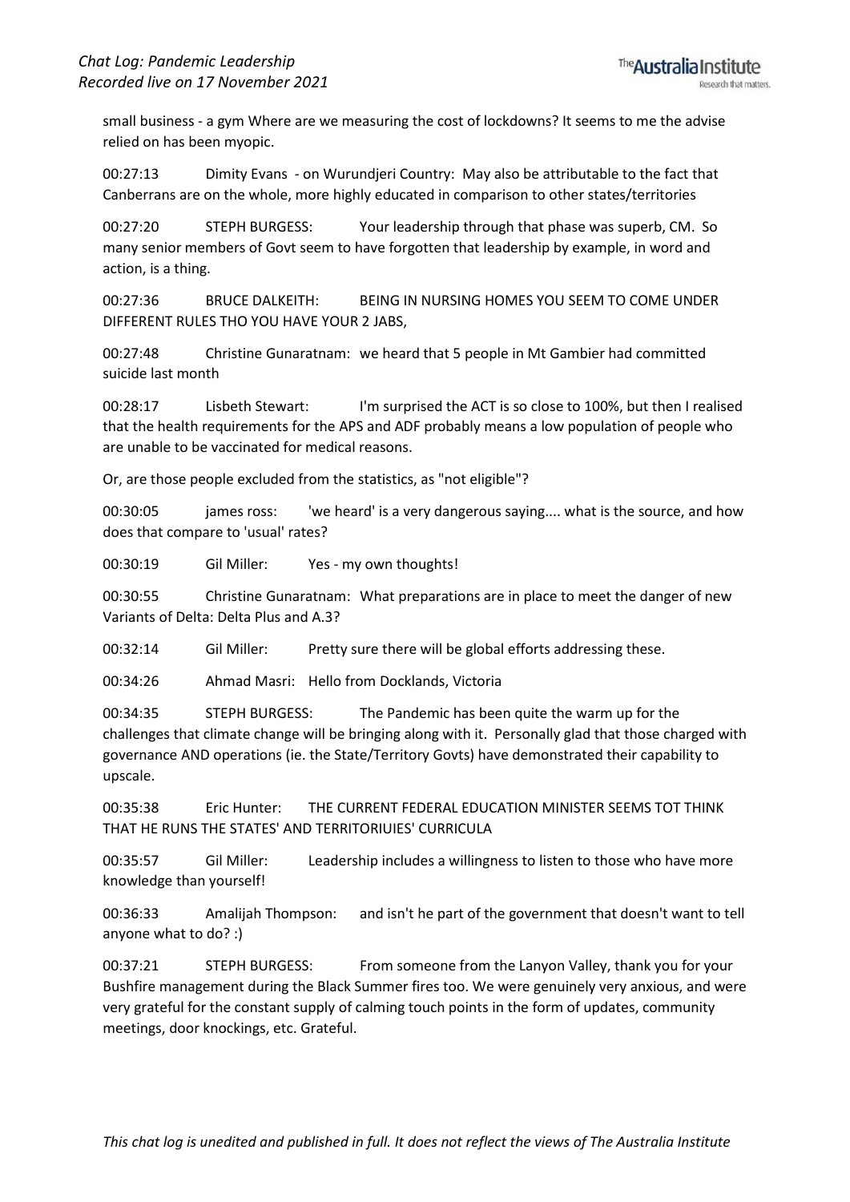small business - a gym Where are we measuring the cost of lockdowns? It seems to me the advise relied on has been myopic.

00:27:13 Dimity Evans - on Wurundjeri Country: May also be attributable to the fact that Canberrans are on the whole, more highly educated in comparison to other states/territories

00:27:20 STEPH BURGESS: Your leadership through that phase was superb, CM. So many senior members of Govt seem to have forgotten that leadership by example, in word and action, is a thing.

00:27:36 BRUCE DALKEITH: BEING IN NURSING HOMES YOU SEEM TO COME UNDER DIFFERENT RULES THO YOU HAVE YOUR 2 JABS,

00:27:48 Christine Gunaratnam: we heard that 5 people in Mt Gambier had committed suicide last month

00:28:17 Lisbeth Stewart: I'm surprised the ACT is so close to 100%, but then I realised that the health requirements for the APS and ADF probably means a low population of people who are unable to be vaccinated for medical reasons.

Or, are those people excluded from the statistics, as "not eligible"?

00:30:05 james ross: 'we heard' is a very dangerous saying.... what is the source, and how does that compare to 'usual' rates?

00:30:19 Gil Miller: Yes - my own thoughts!

00:30:55 Christine Gunaratnam: What preparations are in place to meet the danger of new Variants of Delta: Delta Plus and A.3?

00:32:14 Gil Miller: Pretty sure there will be global efforts addressing these.

00:34:26 Ahmad Masri: Hello from Docklands, Victoria

00:34:35 STEPH BURGESS: The Pandemic has been quite the warm up for the challenges that climate change will be bringing along with it. Personally glad that those charged with governance AND operations (ie. the State/Territory Govts) have demonstrated their capability to upscale.

00:35:38 Eric Hunter: THE CURRENT FEDERAL EDUCATION MINISTER SEEMS TOT THINK THAT HE RUNS THE STATES' AND TERRITORIUIES' CURRICULA

00:35:57 Gil Miller: Leadership includes a willingness to listen to those who have more knowledge than yourself!

00:36:33 Amalijah Thompson: and isn't he part of the government that doesn't want to tell anyone what to do? :)

00:37:21 STEPH BURGESS: From someone from the Lanyon Valley, thank you for your Bushfire management during the Black Summer fires too. We were genuinely very anxious, and were very grateful for the constant supply of calming touch points in the form of updates, community meetings, door knockings, etc. Grateful.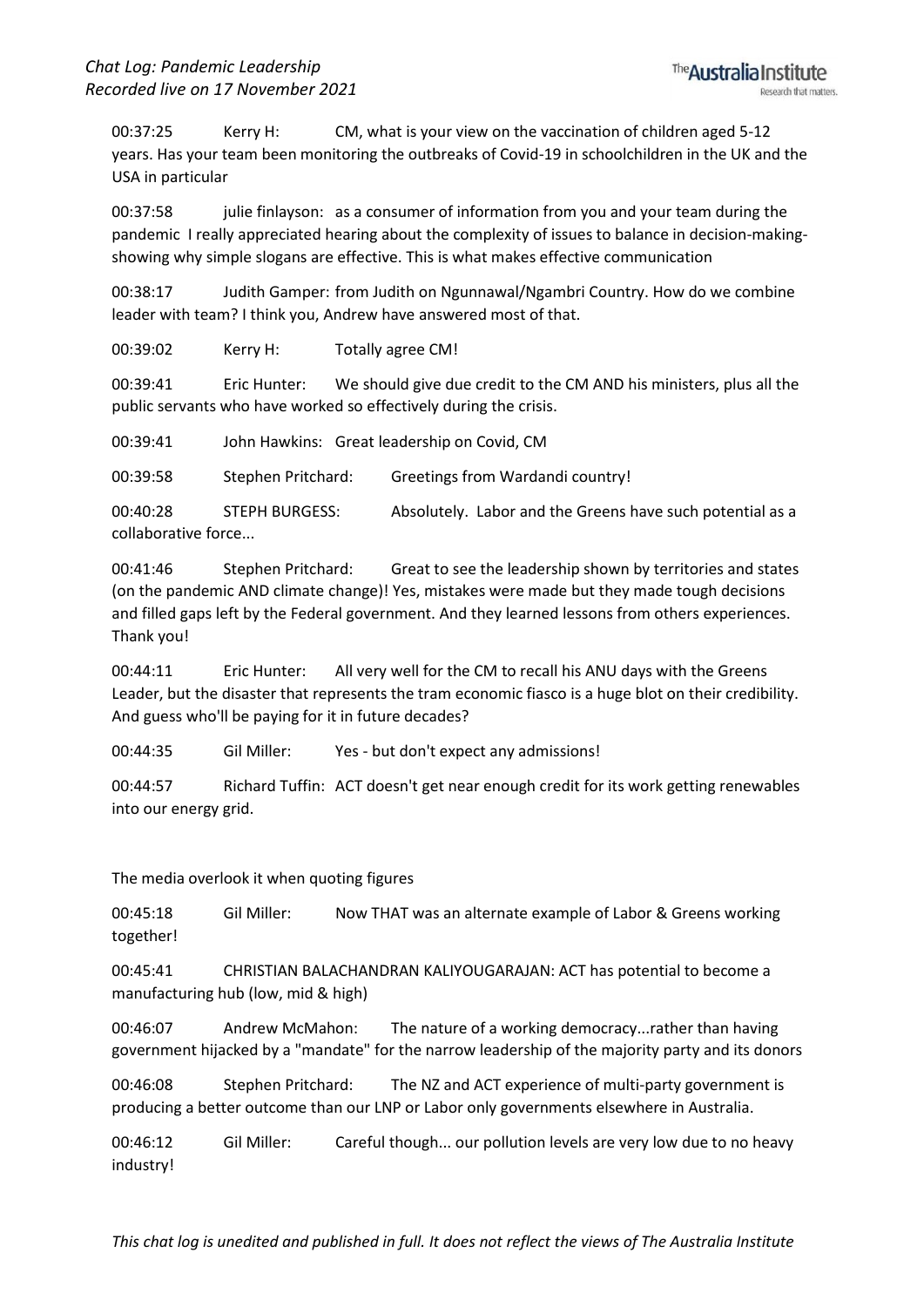00:37:25 Kerry H: CM, what is your view on the vaccination of children aged 5-12 years. Has your team been monitoring the outbreaks of Covid-19 in schoolchildren in the UK and the USA in particular

00:37:58 julie finlayson: as a consumer of information from you and your team during the pandemic I really appreciated hearing about the complexity of issues to balance in decision-making- showing why simple slogans are effective. This is what makes effective communication

00:38:17 Judith Gamper: from Judith on Ngunnawal/Ngambri Country. How do we combine leader with team? I think you, Andrew have answered most of that.

00:39:02 Kerry H: Totally agree CM!

00:39:41 Eric Hunter: We should give due credit to the CM AND his ministers, plus all the public servants who have worked so effectively during the crisis.

00:39:41 John Hawkins: Great leadership on Covid, CM

00:39:58 Stephen Pritchard: Greetings from Wardandi country!

00:40:28 STEPH BURGESS: Absolutely. Labor and the Greens have such potential as a collaborative force...

00:41:46 Stephen Pritchard: Great to see the leadership shown by territories and states (on the pandemic AND climate change)! Yes, mistakes were made but they made tough decisions and filled gaps left by the Federal government. And they learned lessons from others experiences. Thank you!

00:44:11 Eric Hunter: All very well for the CM to recall his ANU days with the Greens Leader, but the disaster that represents the tram economic fiasco is a huge blot on their credibility. And guess who'll be paying for it in future decades?

00:44:35 Gil Miller: Yes - but don't expect any admissions!

00:44:57 Richard Tuffin: ACT doesn't get near enough credit for its work getting renewables into our energy grid.

The media overlook it when quoting figures

00:45:18 Gil Miller: Now THAT was an alternate example of Labor & Greens working together!

00:45:41 CHRISTIAN BALACHANDRAN KALIYOUGARAJAN: ACT has potential to become a manufacturing hub (low, mid & high)

00:46:07 Andrew McMahon: The nature of a working democracy...rather than having government hijacked by a "mandate" for the narrow leadership of the majority party and its donors

00:46:08 Stephen Pritchard: The NZ and ACT experience of multi-party government is producing a better outcome than our LNP or Labor only governments elsewhere in Australia.

00:46:12 Gil Miller: Careful though... our pollution levels are very low due to no heavy industry!

*This chat log is unedited and published in full. It does not reflect the views of The Australia Institute*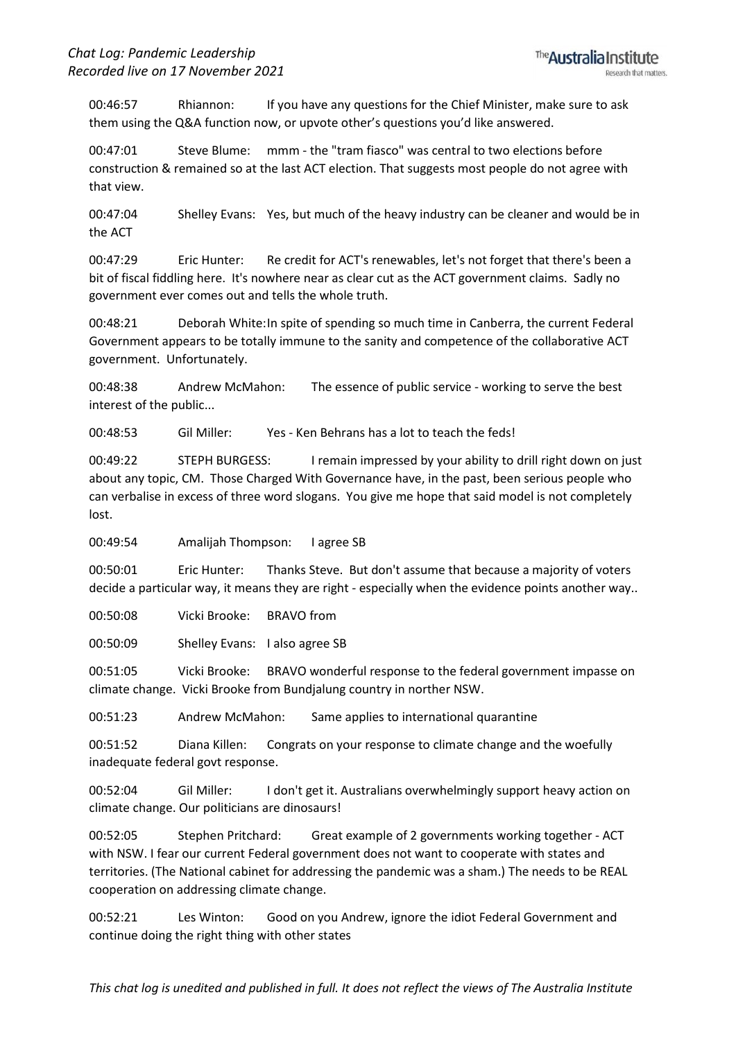00:46:57 Rhiannon: If you have any questions for the Chief Minister, make sure to ask them using the Q&A function now, or upvote other's questions you'd like answered.

00:47:01 Steve Blume: mmm - the "tram fiasco" was central to two elections before construction & remained so at the last ACT election. That suggests most people do not agree with that view.

00:47:04 Shelley Evans: Yes, but much of the heavy industry can be cleaner and would be in the ACT

00:47:29 Eric Hunter: Re credit for ACT's renewables, let's not forget that there's been a bit of fiscal fiddling here. It's nowhere near as clear cut as the ACT government claims. Sadly no government ever comes out and tells the whole truth.

00:48:21 Deborah White: In spite of spending so much time in Canberra, the current Federal Government appears to be totally immune to the sanity and competence of the collaborative ACT government. Unfortunately.

00:48:38 Andrew McMahon: The essence of public service - working to serve the best interest of the public...

00:48:53 Gil Miller: Yes - Ken Behrans has a lot to teach the feds!

00:49:22 STEPH BURGESS: I remain impressed by your ability to drill right down on just about any topic, CM. Those Charged With Governance have, in the past, been serious people who can verbalise in excess of three word slogans. You give me hope that said model is not completely lost.

00:49:54 Amalijah Thompson: I agree SB

00:50:01 Eric Hunter: Thanks Steve. But don't assume that because a majority of voters decide a particular way, it means they are right - especially when the evidence points another way..

00:50:08 Vicki Brooke: BRAVO from

00:50:09 Shelley Evans: I also agree SB

00:51:05 Vicki Brooke: BRAVO wonderful response to the federal government impasse on climate change. Vicki Brooke from Bundjalung country in norther NSW.

00:51:23 Andrew McMahon: Same applies to international quarantine

00:51:52 Diana Killen: Congrats on your response to climate change and the woefully inadequate federal govt response.

00:52:04 Gil Miller: I don't get it. Australians overwhelmingly support heavy action on climate change. Our politicians are dinosaurs!

00:52:05 Stephen Pritchard: Great example of 2 governments working together - ACT with NSW. I fear our current Federal government does not want to cooperate with states and territories. (The National cabinet for addressing the pandemic was a sham.) The needs to be REAL cooperation on addressing climate change.

00:52:21 Les Winton: Good on you Andrew, ignore the idiot Federal Government and continue doing the right thing with other states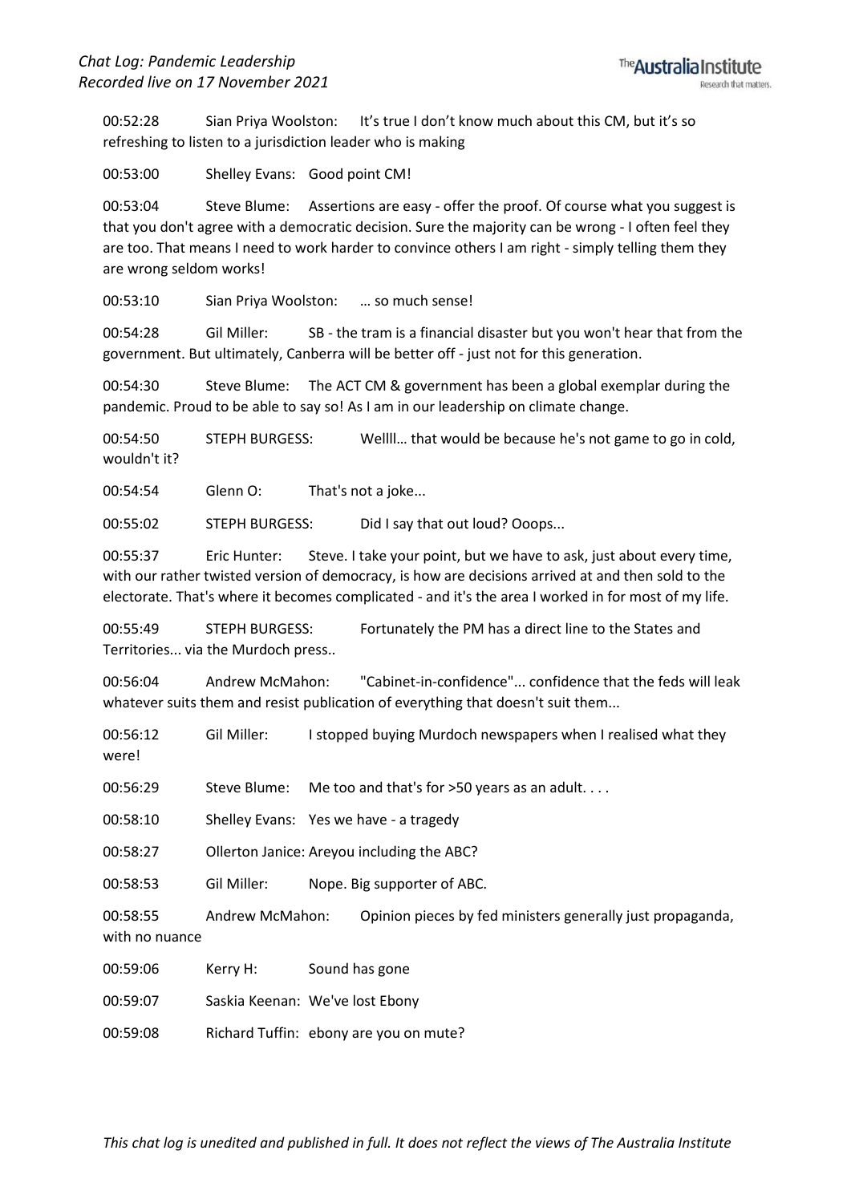00:52:28 Sian Priya Woolston: It's true I don't know much about this CM, but it's so refreshing to listen to a jurisdiction leader who is making

00:53:00 Shelley Evans: Good point CM!

00:53:04 Steve Blume: Assertions are easy - offer the proof. Of course what you suggest is that you don't agree with a democratic decision. Sure the majority can be wrong - I often feel they are too. That means I need to work harder to convince others I am right - simply telling them they are wrong seldom works!

00:53:10 Sian Priya Woolston: … so much sense!

00:54:28 Gil Miller: SB - the tram is a financial disaster but you won't hear that from the government. But ultimately, Canberra will be better off - just not for this generation.

00:54:30 Steve Blume: The ACT CM & government has been a global exemplar during the pandemic. Proud to be able to say so! As I am in our leadership on climate change.

00:54:50 STEPH BURGESS: Wellll… that would be because he's not game to go in cold, wouldn't it?

00:54:54 Glenn O: That's not a joke...

00:55:02 STEPH BURGESS: Did I say that out loud? Ooops...

00:55:37 Eric Hunter: Steve. I take your point, but we have to ask, just about every time, with our rather twisted version of democracy, is how are decisions arrived at and then sold to the electorate. That's where it becomes complicated - and it's the area I worked in for most of my life.

00:55:49 STEPH BURGESS: Fortunately the PM has a direct line to the States and Territories... via the Murdoch press..

00:56:04 Andrew McMahon: "Cabinet-in-confidence"... confidence that the feds will leak whatever suits them and resist publication of everything that doesn't suit them...

00:56:12 Gil Miller: I stopped buying Murdoch newspapers when I realised what they were!

00:56:29 Steve Blume: Me too and that's for >50 years as an adult. . . .

00:58:10 Shelley Evans: Yes we have - a tragedy

00:58:27 Ollerton Janice: Areyou including the ABC?

00:58:53 Gil Miller: Nope. Big supporter of ABC.

00:58:55 Andrew McMahon: Opinion pieces by fed ministers generally just propaganda, with no nuance

00:59:06 Kerry H: Sound has gone

00:59:07 Saskia Keenan: We've lost Ebony

00:59:08 Richard Tuffin: ebony are you on mute?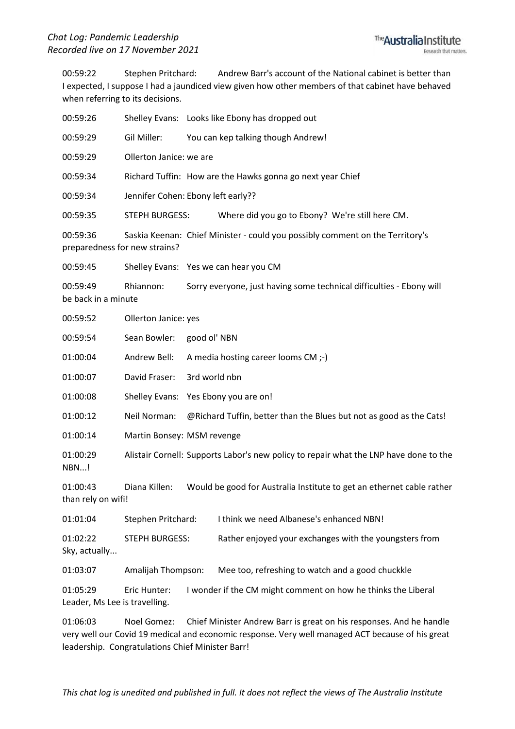00:59:22 Stephen Pritchard: Andrew Barr's account of the National cabinet is better than I expected, I suppose I had a jaundiced view given how other members of that cabinet have behaved when referring to its decisions.

00:59:26 Shelley Evans: Looks like Ebony has dropped out

00:59:29 Gil Miller: You can kep talking though Andrew!

00:59:29 Ollerton Janice: we are

00:59:34 Richard Tuffin: How are the Hawks gonna go next year Chief

00:59:34 Jennifer Cohen: Ebony left early??

00:59:35 STEPH BURGESS: Where did you go to Ebony? We're still here CM.

00:59:36 Saskia Keenan: Chief Minister - could you possibly comment on the Territory's preparedness for new strains?

00:59:45 Shelley Evans: Yes we can hear you CM

00:59:49 Rhiannon: Sorry everyone, just having some technical difficulties - Ebony will be back in a minute

00:59:52 Ollerton Janice: yes

00:59:54 Sean Bowler: good ol' NBN

01:00:04 Andrew Bell: A media hosting career looms CM ;-)

01:00:07 David Fraser: 3rd world nbn

01:00:08 Shelley Evans: Yes Ebony you are on!

01:00:12 Neil Norman: @Richard Tuffin, better than the Blues but not as good as the Cats!

01:00:14 Martin Bonsey: MSM revenge

01:00:29 Alistair Cornell: Supports Labor's new policy to repair what the LNP have done to the NBN...!

01:00:43 Diana Killen: Would be good for Australia Institute to get an ethernet cable rather than rely on wifi!

01:01:04 Stephen Pritchard: I think we need Albanese's enhanced NBN!

01:02:22 STEPH BURGESS: Rather enjoyed your exchanges with the youngsters from Sky, actually...

01:03:07 Amalijah Thompson: Mee too, refreshing to watch and a good chuckkle

01:05:29 Eric Hunter: I wonder if the CM might comment on how he thinks the Liberal Leader, Ms Lee is travelling.

01:06:03 Noel Gomez: Chief Minister Andrew Barr is great on his responses. And he handle very well our Covid 19 medical and economic response. Very well managed ACT because of his great leadership. Congratulations Chief Minister Barr!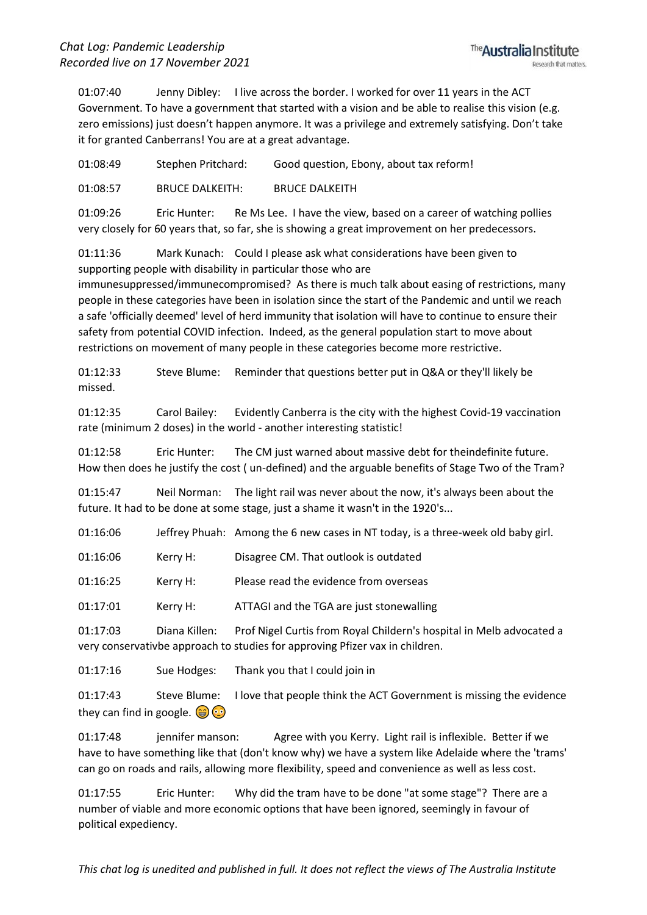01:07:40 Jenny Dibley: I live across the border. I worked for over 11 years in the ACT Government. To have a government that started with a vision and be able to realise this vision (e.g. zero emissions) just doesn't happen anymore. It was a privilege and extremely satisfying. Don't take it for granted Canberrans! You are at a great advantage.

01:08:49 Stephen Pritchard: Good question, Ebony, about tax reform!

01:08:57 BRUCE DALKEITH: BRUCE DALKEITH

01:09:26 Eric Hunter: Re Ms Lee. I have the view, based on a career of watching pollies very closely for 60 years that, so far, she is showing a great improvement on her predecessors.

01:11:36 Mark Kunach: Could I please ask what considerations have been given to supporting people with disability in particular those who are immunesuppressed/immunecompromised? As there is much talk about easing of restrictions, many people in these categories have been in isolation since the start of the Pandemic and until we reach a safe 'officially deemed' level of herd immunity that isolation will have to continue to ensure their safety from potential COVID infection. Indeed, as the general population start to move about restrictions on movement of many people in these categories become more restrictive.

01:12:33 Steve Blume: Reminder that questions better put in Q&A or they'll likely be missed.

01:12:35 Carol Bailey: Evidently Canberra is the city with the highest Covid-19 vaccination rate (minimum 2 doses) in the world - another interesting statistic!

01:12:58 Eric Hunter: The CM just warned about massive debt for theindefinite future. How then does he justify the cost ( un-defined) and the arguable benefits of Stage Two of the Tram?

01:15:47 Neil Norman: The light rail was never about the now, it's always been about the future. It had to be done at some stage, just a shame it wasn't in the 1920's...

01:16:06 Jeffrey Phuah: Among the 6 new cases in NT today, is a three-week old baby girl.

01:16:06 Kerry H: Disagree CM. That outlook is outdated

01:16:25 Kerry H: Please read the evidence from overseas

01:17:01 Kerry H: ATTAGI and the TGA are just stonewalling

01:17:03 Diana Killen: Prof Nigel Curtis from Royal Childern's hospital in Melb advocated a very conservativbe approach to studies for approving Pfizer vax in children.

01:17:16 Sue Hodges: Thank you that I could join in

01:17:43 Steve Blume: I love that people think the ACT Government is missing the evidence they can find in google. 😁😳

01:17:48 jennifer manson: Agree with you Kerry. Light rail is inflexible. Better if we have to have something like that (don't know why) we have a system like Adelaide where the 'trams' can go on roads and rails, allowing more flexibility, speed and convenience as well as less cost.

01:17:55 Eric Hunter: Why did the tram have to be done "at some stage"? There are a number of viable and more economic options that have been ignored, seemingly in favour of political expediency.

*This chat log is unedited and published in full. It does not reflect the views of The Australia Institute*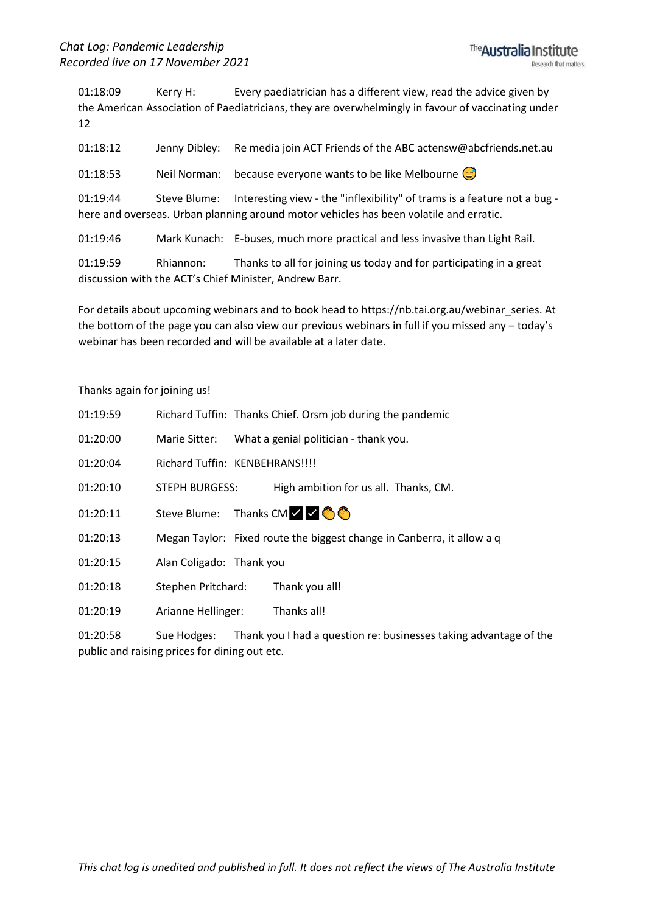01:18:09 Kerry H: Every paediatrician has a different view, read the advice given by the American Association of Paediatricians, they are overwhelmingly in favour of vaccinating under 12

01:18:12 Jenny Dibley: Re media join ACT Friends of the ABC actensw@abcfriends.net.au

01:18:53 Neil Norman: because everyone wants to be like Melbourne 😅

01:19:44 Steve Blume: Interesting view - the "inflexibility" of trams is a feature not a bug - here and overseas. Urban planning around motor vehicles has been volatile and erratic.

01:19:46 Mark Kunach: E-buses, much more practical and less invasive than Light Rail.

01:19:59 Rhiannon: Thanks to all for joining us today and for participating in a great discussion with the ACT's Chief Minister, Andrew Barr.

For details about upcoming webinars and to book head to https://nb.tai.org.au/webinar_series. At the bottom of the page you can also view our previous webinars in full if you missed any – today's webinar has been recorded and will be available at a later date.

Thanks again for joining us!

01:19:59 Richard Tuffin: Thanks Chief. Orsm job during the pandemic

01:20:00 Marie Sitter: What a genial politician - thank you.

01:20:04 Richard Tuffin: KENBEHRANS!!!!

01:20:10 STEPH BURGESS: High ambition for us all. Thanks, CM.

01:20:11 Steve Blume: Thanks CM ✅ ✅ 👏 👏

01:20:13 Megan Taylor: Fixed route the biggest change in Canberra, it allow a q

01:20:15 Alan Coligado: Thank you

01:20:18 Stephen Pritchard: Thank you all!

01:20:19 Arianne Hellinger: Thanks all!

01:20:58 Sue Hodges: Thank you I had a question re: businesses taking advantage of the public and raising prices for dining out etc.